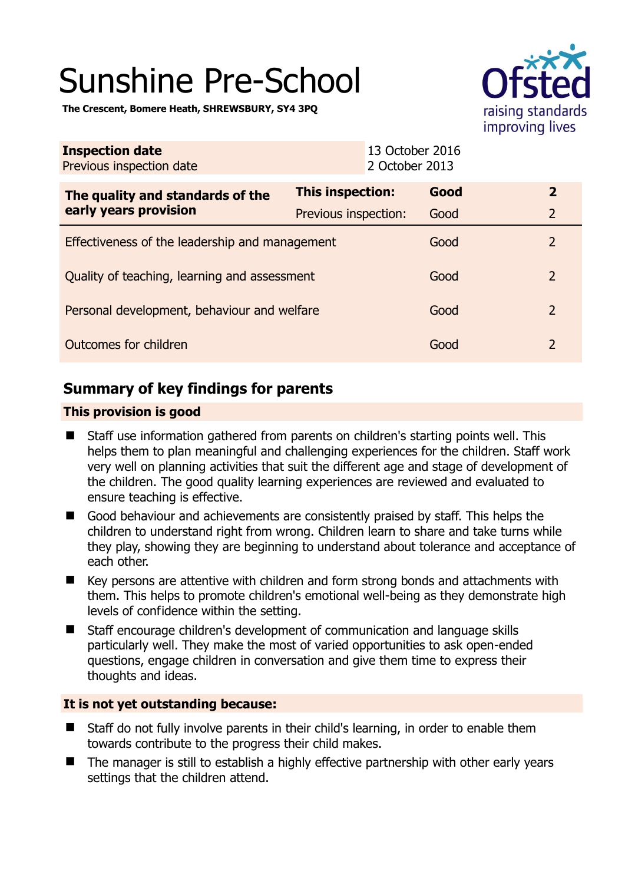# Sunshine Pre-School

**The Crescent, Bomere Heath, SHREWSBURY, SY4 3PQ**

| | |
|---|---|
| **Inspection date** | 13 October 2016 |
| Previous inspection date | 2 October 2013 |

| The quality and standards of the early years provision | | | |
|---|---|---|---|
| **The quality and standards of the early years provision** | **This inspection:** | **Good** | **2** |
| | Previous inspection: | Good | 2 |
| Effectiveness of the leadership and management | | Good | 2 |
| Quality of teaching, learning and assessment | | Good | 2 |
| Personal development, behaviour and welfare | | Good | 2 |
| Outcomes for children | | Good | 2 |

## Summary of key findings for parents

### This provision is good

- Staff use information gathered from parents on children's starting points well. This helps them to plan meaningful and challenging experiences for the children. Staff work very well on planning activities that suit the different age and stage of development of the children. The good quality learning experiences are reviewed and evaluated to ensure teaching is effective.
- Good behaviour and achievements are consistently praised by staff. This helps the children to understand right from wrong. Children learn to share and take turns while they play, showing they are beginning to understand about tolerance and acceptance of each other.
- Key persons are attentive with children and form strong bonds and attachments with them. This helps to promote children's emotional well-being as they demonstrate high levels of confidence within the setting.
- Staff encourage children's development of communication and language skills particularly well. They make the most of varied opportunities to ask open-ended questions, engage children in conversation and give them time to express their thoughts and ideas.

### It is not yet outstanding because:

- Staff do not fully involve parents in their child's learning, in order to enable them towards contribute to the progress their child makes.
- The manager is still to establish a highly effective partnership with other early years settings that the children attend.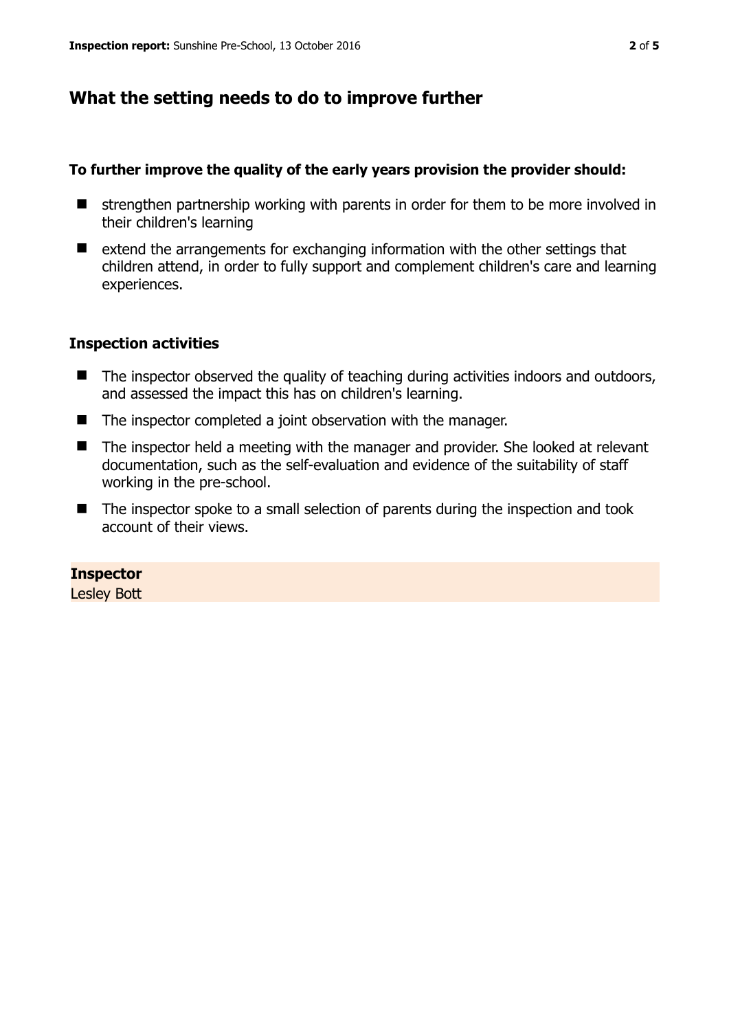## What the setting needs to do to improve further

**To further improve the quality of the early years provision the provider should:**

- strengthen partnership working with parents in order for them to be more involved in their children's learning
- extend the arrangements for exchanging information with the other settings that children attend, in order to fully support and complement children's care and learning experiences.

### Inspection activities

- The inspector observed the quality of teaching during activities indoors and outdoors, and assessed the impact this has on children's learning.
- The inspector completed a joint observation with the manager.
- The inspector held a meeting with the manager and provider. She looked at relevant documentation, such as the self-evaluation and evidence of the suitability of staff working in the pre-school.
- The inspector spoke to a small selection of parents during the inspection and took account of their views.

**Inspector**
Lesley Bott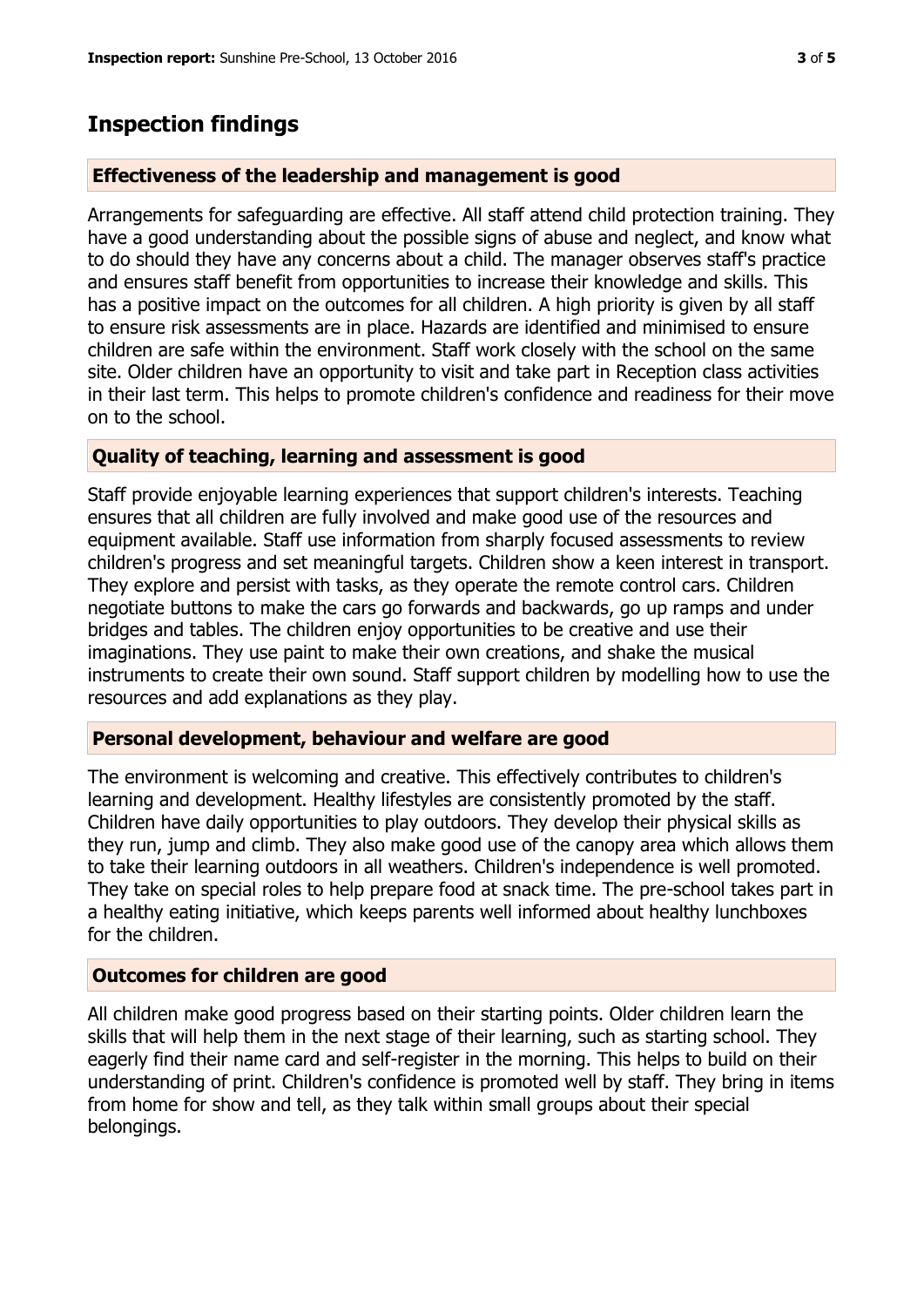## Inspection findings

### Effectiveness of the leadership and management is good

Arrangements for safeguarding are effective. All staff attend child protection training. They have a good understanding about the possible signs of abuse and neglect, and know what to do should they have any concerns about a child. The manager observes staff's practice and ensures staff benefit from opportunities to increase their knowledge and skills. This has a positive impact on the outcomes for all children. A high priority is given by all staff to ensure risk assessments are in place. Hazards are identified and minimised to ensure children are safe within the environment. Staff work closely with the school on the same site. Older children have an opportunity to visit and take part in Reception class activities in their last term. This helps to promote children's confidence and readiness for their move on to the school.

### Quality of teaching, learning and assessment is good

Staff provide enjoyable learning experiences that support children's interests. Teaching ensures that all children are fully involved and make good use of the resources and equipment available. Staff use information from sharply focused assessments to review children's progress and set meaningful targets. Children show a keen interest in transport. They explore and persist with tasks, as they operate the remote control cars. Children negotiate buttons to make the cars go forwards and backwards, go up ramps and under bridges and tables. The children enjoy opportunities to be creative and use their imaginations. They use paint to make their own creations, and shake the musical instruments to create their own sound. Staff support children by modelling how to use the resources and add explanations as they play.

### Personal development, behaviour and welfare are good

The environment is welcoming and creative. This effectively contributes to children's learning and development. Healthy lifestyles are consistently promoted by the staff. Children have daily opportunities to play outdoors. They develop their physical skills as they run, jump and climb. They also make good use of the canopy area which allows them to take their learning outdoors in all weathers. Children's independence is well promoted. They take on special roles to help prepare food at snack time. The pre-school takes part in a healthy eating initiative, which keeps parents well informed about healthy lunchboxes for the children.

### Outcomes for children are good

All children make good progress based on their starting points. Older children learn the skills that will help them in the next stage of their learning, such as starting school. They eagerly find their name card and self-register in the morning. This helps to build on their understanding of print. Children's confidence is promoted well by staff. They bring in items from home for show and tell, as they talk within small groups about their special belongings.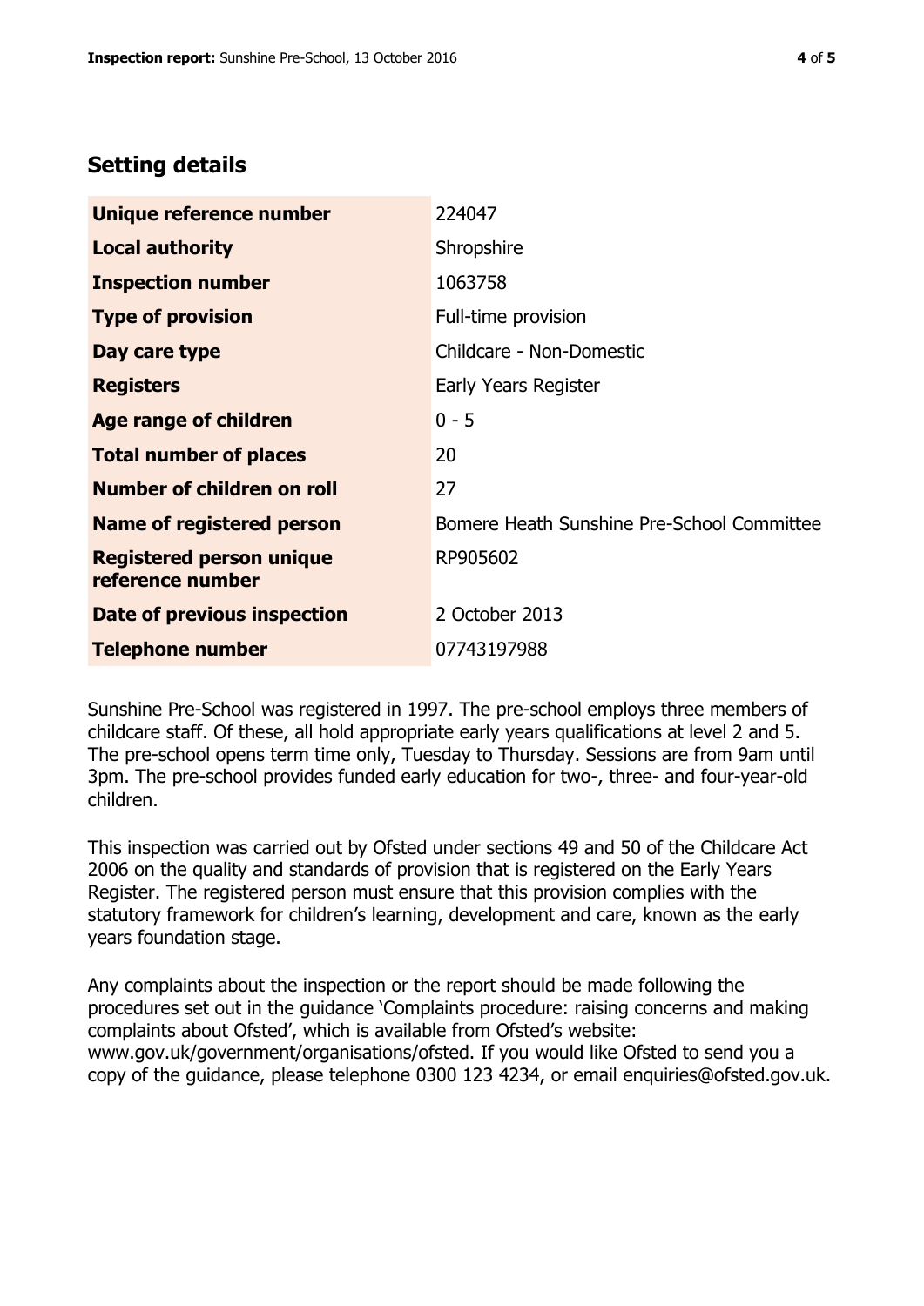## Setting details

| | |
|---|---|
| **Unique reference number** | 224047 |
| **Local authority** | Shropshire |
| **Inspection number** | 1063758 |
| **Type of provision** | Full-time provision |
| **Day care type** | Childcare - Non-Domestic |
| **Registers** | Early Years Register |
| **Age range of children** | 0 - 5 |
| **Total number of places** | 20 |
| **Number of children on roll** | 27 |
| **Name of registered person** | Bomere Heath Sunshine Pre-School Committee |
| **Registered person unique reference number** | RP905602 |
| **Date of previous inspection** | 2 October 2013 |
| **Telephone number** | 07743197988 |

Sunshine Pre-School was registered in 1997. The pre-school employs three members of childcare staff. Of these, all hold appropriate early years qualifications at level 2 and 5. The pre-school opens term time only, Tuesday to Thursday. Sessions are from 9am until 3pm. The pre-school provides funded early education for two-, three- and four-year-old children.

This inspection was carried out by Ofsted under sections 49 and 50 of the Childcare Act 2006 on the quality and standards of provision that is registered on the Early Years Register. The registered person must ensure that this provision complies with the statutory framework for children's learning, development and care, known as the early years foundation stage.

Any complaints about the inspection or the report should be made following the procedures set out in the guidance 'Complaints procedure: raising concerns and making complaints about Ofsted', which is available from Ofsted's website: www.gov.uk/government/organisations/ofsted. If you would like Ofsted to send you a copy of the guidance, please telephone 0300 123 4234, or email enquiries@ofsted.gov.uk.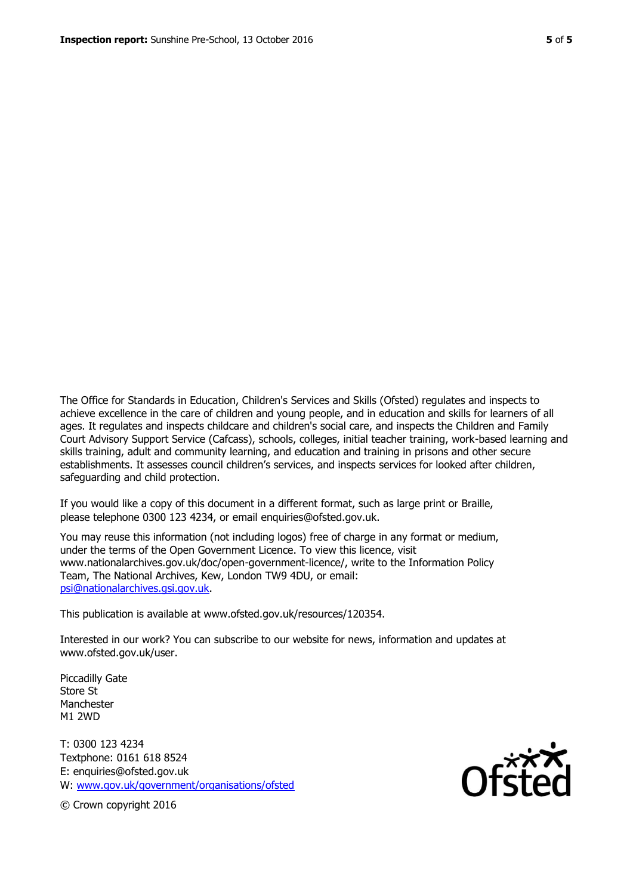The Office for Standards in Education, Children's Services and Skills (Ofsted) regulates and inspects to achieve excellence in the care of children and young people, and in education and skills for learners of all ages. It regulates and inspects childcare and children's social care, and inspects the Children and Family Court Advisory Support Service (Cafcass), schools, colleges, initial teacher training, work-based learning and skills training, adult and community learning, and education and training in prisons and other secure establishments. It assesses council children's services, and inspects services for looked after children, safeguarding and child protection.

If you would like a copy of this document in a different format, such as large print or Braille, please telephone 0300 123 4234, or email enquiries@ofsted.gov.uk.

You may reuse this information (not including logos) free of charge in any format or medium, under the terms of the Open Government Licence. To view this licence, visit www.nationalarchives.gov.uk/doc/open-government-licence/, write to the Information Policy Team, The National Archives, Kew, London TW9 4DU, or email: psi@nationalarchives.gsi.gov.uk.

This publication is available at www.ofsted.gov.uk/resources/120354.

Interested in our work? You can subscribe to our website for news, information and updates at www.ofsted.gov.uk/user.

Piccadilly Gate
Store St
Manchester
M1 2WD

T: 0300 123 4234
Textphone: 0161 618 8524
E: enquiries@ofsted.gov.uk
W: www.gov.uk/government/organisations/ofsted

© Crown copyright 2016